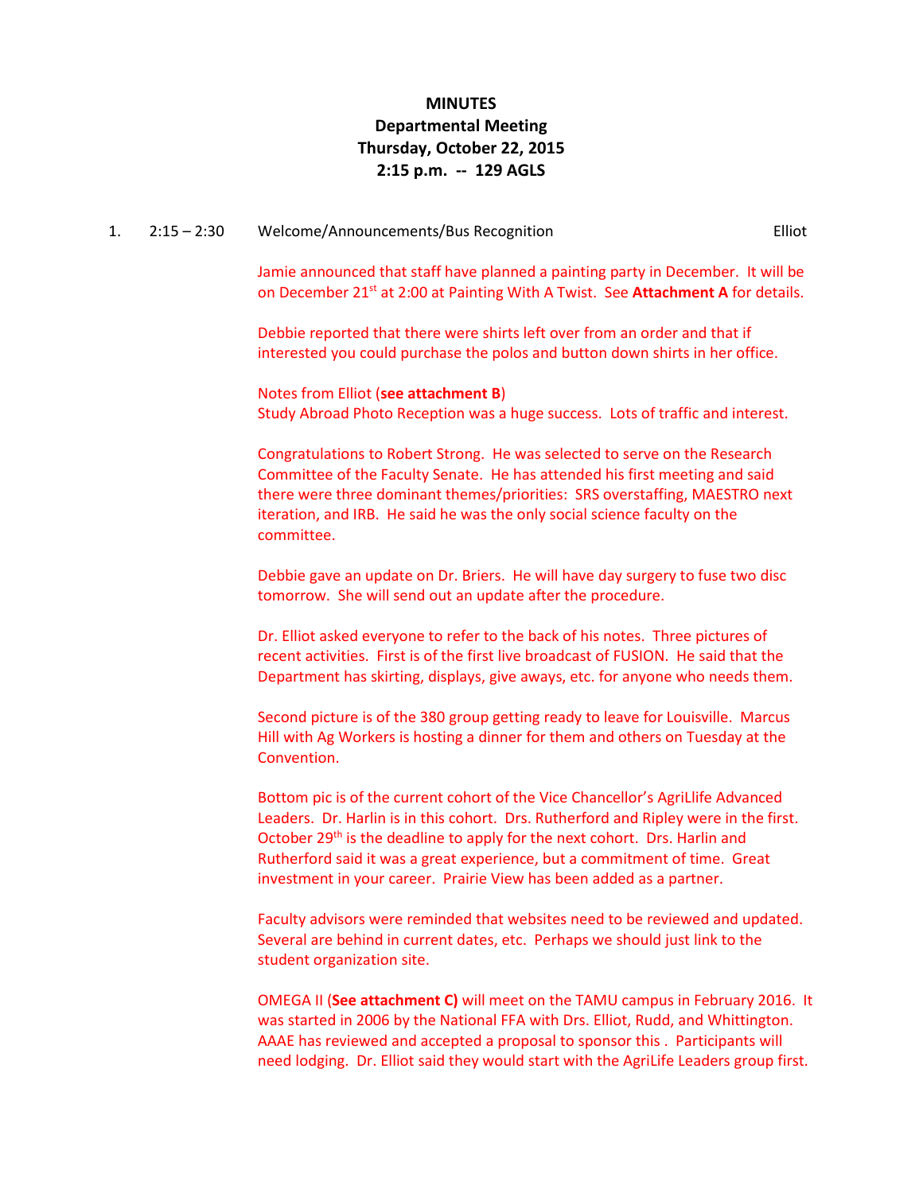**MINUTES**
**Departmental Meeting**
**Thursday, October 22, 2015**
**2:15 p.m. -- 129 AGLS**

1. 2:15 – 2:30 Welcome/Announcements/Bus Recognition — Elliot

Jamie announced that staff have planned a painting party in December. It will be on December 21st at 2:00 at Painting With A Twist. See **Attachment A** for details.

Debbie reported that there were shirts left over from an order and that if interested you could purchase the polos and button down shirts in her office.

Notes from Elliot (**see attachment B**)
Study Abroad Photo Reception was a huge success. Lots of traffic and interest.

Congratulations to Robert Strong. He was selected to serve on the Research Committee of the Faculty Senate. He has attended his first meeting and said there were three dominant themes/priorities: SRS overstaffing, MAESTRO next iteration, and IRB. He said he was the only social science faculty on the committee.

Debbie gave an update on Dr. Briers. He will have day surgery to fuse two disc tomorrow. She will send out an update after the procedure.

Dr. Elliot asked everyone to refer to the back of his notes. Three pictures of recent activities. First is of the first live broadcast of FUSION. He said that the Department has skirting, displays, give aways, etc. for anyone who needs them.

Second picture is of the 380 group getting ready to leave for Louisville. Marcus Hill with Ag Workers is hosting a dinner for them and others on Tuesday at the Convention.

Bottom pic is of the current cohort of the Vice Chancellor's AgriLlife Advanced Leaders. Dr. Harlin is in this cohort. Drs. Rutherford and Ripley were in the first. October 29th is the deadline to apply for the next cohort. Drs. Harlin and Rutherford said it was a great experience, but a commitment of time. Great investment in your career. Prairie View has been added as a partner.

Faculty advisors were reminded that websites need to be reviewed and updated. Several are behind in current dates, etc. Perhaps we should just link to the student organization site.

OMEGA II (**See attachment C)** will meet on the TAMU campus in February 2016. It was started in 2006 by the National FFA with Drs. Elliot, Rudd, and Whittington. AAAE has reviewed and accepted a proposal to sponsor this . Participants will need lodging. Dr. Elliot said they would start with the AgriLife Leaders group first.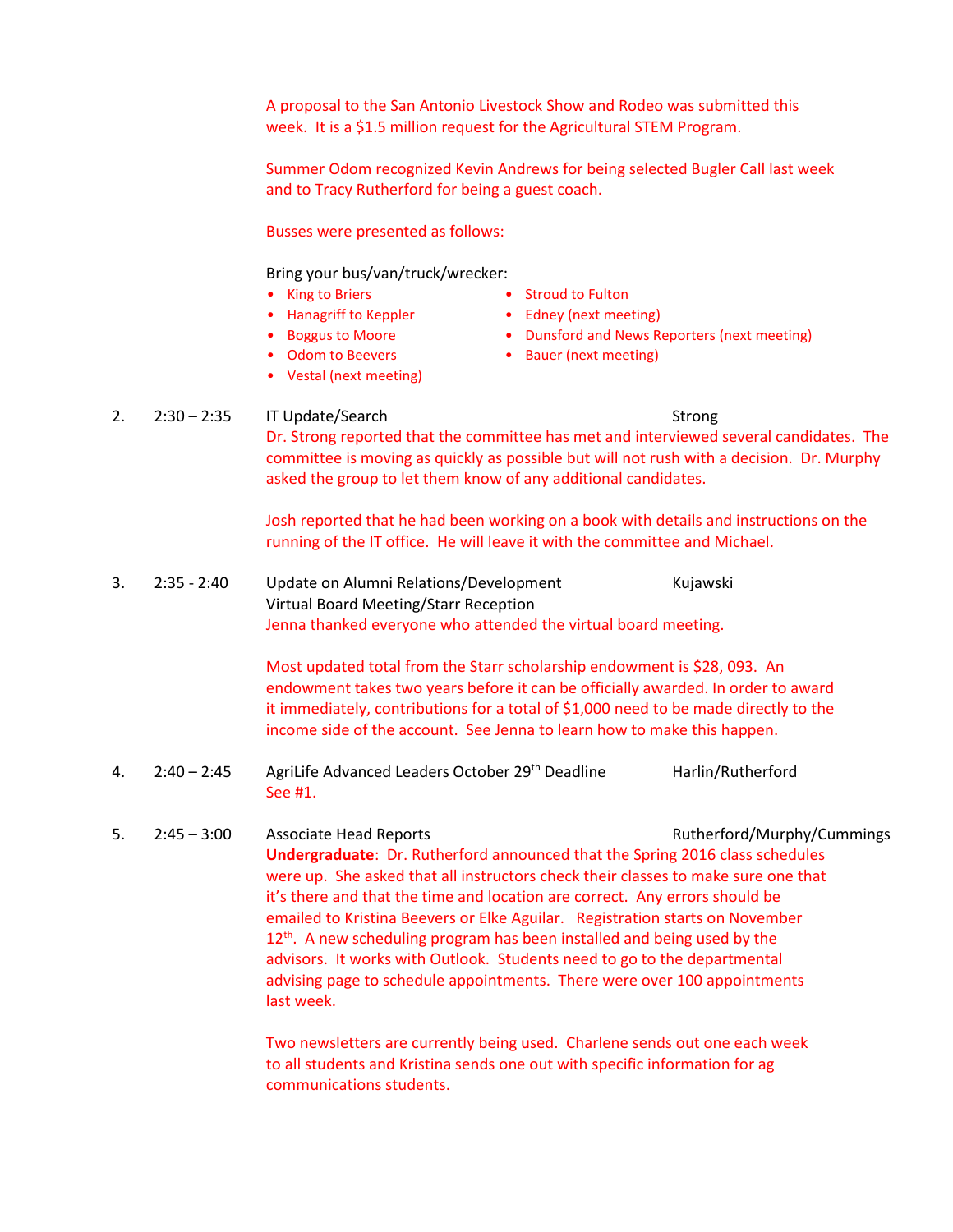A proposal to the San Antonio Livestock Show and Rodeo was submitted this week. It is a $1.5 million request for the Agricultural STEM Program.

Summer Odom recognized Kevin Andrews for being selected Bugler Call last week and to Tracy Rutherford for being a guest coach.

Busses were presented as follows:

Bring your bus/van/truck/wrecker:

- King to Briers
- Hanagriff to Keppler
- Boggus to Moore
- Odom to Beevers
- Vestal (next meeting)
- Stroud to Fulton
- Edney (next meeting)
- Dunsford and News Reporters (next meeting)
- Bauer (next meeting)

2. 2:30 – 2:35 IT Update/Search — Strong

Dr. Strong reported that the committee has met and interviewed several candidates. The committee is moving as quickly as possible but will not rush with a decision. Dr. Murphy asked the group to let them know of any additional candidates.

Josh reported that he had been working on a book with details and instructions on the running of the IT office. He will leave it with the committee and Michael.

3. 2:35 - 2:40 Update on Alumni Relations/Development — Kujawski
Virtual Board Meeting/Starr Reception

Jenna thanked everyone who attended the virtual board meeting.

Most updated total from the Starr scholarship endowment is $28, 093. An endowment takes two years before it can be officially awarded. In order to award it immediately, contributions for a total of $1,000 need to be made directly to the income side of the account. See Jenna to learn how to make this happen.

4. 2:40 – 2:45 AgriLife Advanced Leaders October 29th Deadline — Harlin/Rutherford

See #1.

5. 2:45 – 3:00 Associate Head Reports — Rutherford/Murphy/Cummings

**Undergraduate**: Dr. Rutherford announced that the Spring 2016 class schedules were up. She asked that all instructors check their classes to make sure one that it's there and that the time and location are correct. Any errors should be emailed to Kristina Beevers or Elke Aguilar. Registration starts on November 12th. A new scheduling program has been installed and being used by the advisors. It works with Outlook. Students need to go to the departmental advising page to schedule appointments. There were over 100 appointments last week.

Two newsletters are currently being used. Charlene sends out one each week to all students and Kristina sends one out with specific information for ag communications students.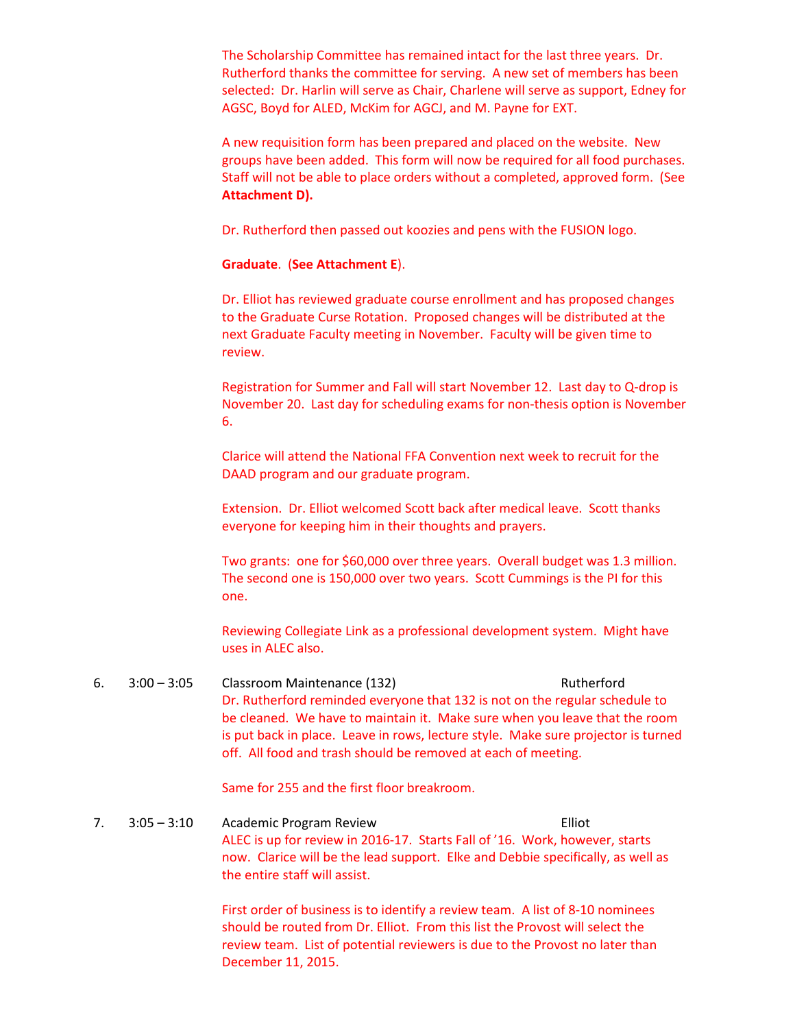The Scholarship Committee has remained intact for the last three years. Dr. Rutherford thanks the committee for serving. A new set of members has been selected: Dr. Harlin will serve as Chair, Charlene will serve as support, Edney for AGSC, Boyd for ALED, McKim for AGCJ, and M. Payne for EXT.

A new requisition form has been prepared and placed on the website. New groups have been added. This form will now be required for all food purchases. Staff will not be able to place orders without a completed, approved form. (See **Attachment D).**

Dr. Rutherford then passed out koozies and pens with the FUSION logo.

**Graduate**. (**See Attachment E**).

Dr. Elliot has reviewed graduate course enrollment and has proposed changes to the Graduate Curse Rotation. Proposed changes will be distributed at the next Graduate Faculty meeting in November. Faculty will be given time to review.

Registration for Summer and Fall will start November 12. Last day to Q-drop is November 20. Last day for scheduling exams for non-thesis option is November 6.

Clarice will attend the National FFA Convention next week to recruit for the DAAD program and our graduate program.

Extension. Dr. Elliot welcomed Scott back after medical leave. Scott thanks everyone for keeping him in their thoughts and prayers.

Two grants: one for $60,000 over three years. Overall budget was 1.3 million. The second one is 150,000 over two years. Scott Cummings is the PI for this one.

Reviewing Collegiate Link as a professional development system. Might have uses in ALEC also.

6. 3:00 – 3:05 Classroom Maintenance (132) Rutherford

Dr. Rutherford reminded everyone that 132 is not on the regular schedule to be cleaned. We have to maintain it. Make sure when you leave that the room is put back in place. Leave in rows, lecture style. Make sure projector is turned off. All food and trash should be removed at each of meeting.

Same for 255 and the first floor breakroom.

7. 3:05 – 3:10 Academic Program Review Elliot

ALEC is up for review in 2016-17. Starts Fall of '16. Work, however, starts now. Clarice will be the lead support. Elke and Debbie specifically, as well as the entire staff will assist.

First order of business is to identify a review team. A list of 8-10 nominees should be routed from Dr. Elliot. From this list the Provost will select the review team. List of potential reviewers is due to the Provost no later than December 11, 2015.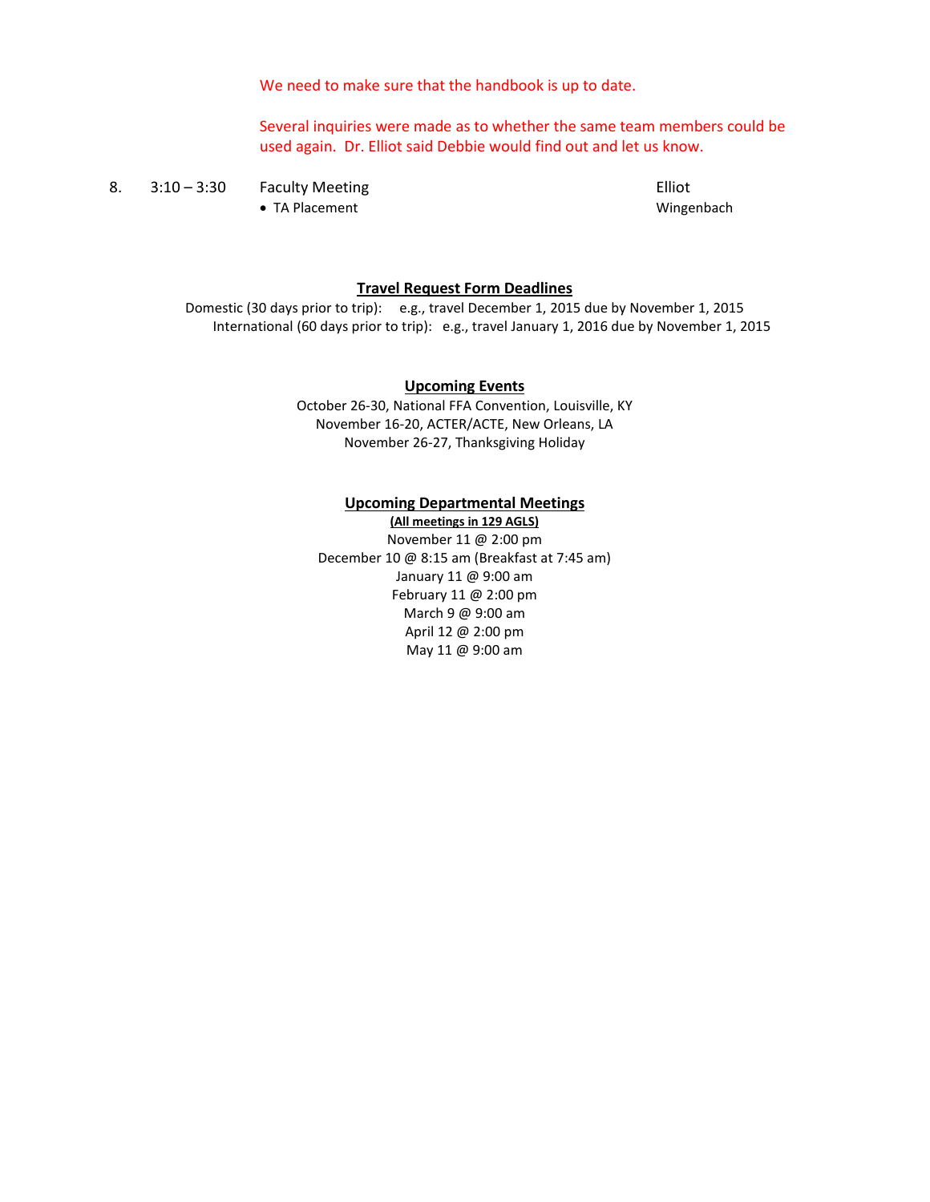We need to make sure that the handbook is up to date.

Several inquiries were made as to whether the same team members could be used again. Dr. Elliot said Debbie would find out and let us know.

| 8. | 3:10 – 3:30 | Faculty Meeting | Elliot |
|---|---|---|---|
| | | • TA Placement | Wingenbach |

**Travel Request Form Deadlines**

Domestic (30 days prior to trip): e.g., travel December 1, 2015 due by November 1, 2015
International (60 days prior to trip): e.g., travel January 1, 2016 due by November 1, 2015

**Upcoming Events**

October 26-30, National FFA Convention, Louisville, KY
November 16-20, ACTER/ACTE, New Orleans, LA
November 26-27, Thanksgiving Holiday

**Upcoming Departmental Meetings**

**(All meetings in 129 AGLS)**

November 11 @ 2:00 pm
December 10 @ 8:15 am (Breakfast at 7:45 am)
January 11 @ 9:00 am
February 11 @ 2:00 pm
March 9 @ 9:00 am
April 12 @ 2:00 pm
May 11 @ 9:00 am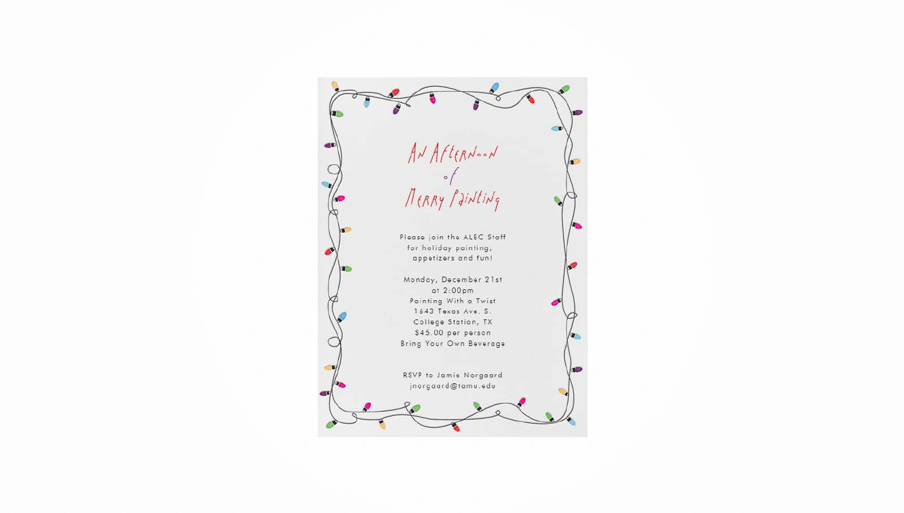# An Afternoon of Merry Painting

Please join the ALEC Staff
for holiday painting,
appetizers and fun!

Monday, December 21st
at 2:00pm
Painting With a Twist
1643 Texas Ave. S.
College Station, TX
$45.00 per person
Bring Your Own Beverage

RSVP to Jamie Norgaard
jnorgaard@tamu.edu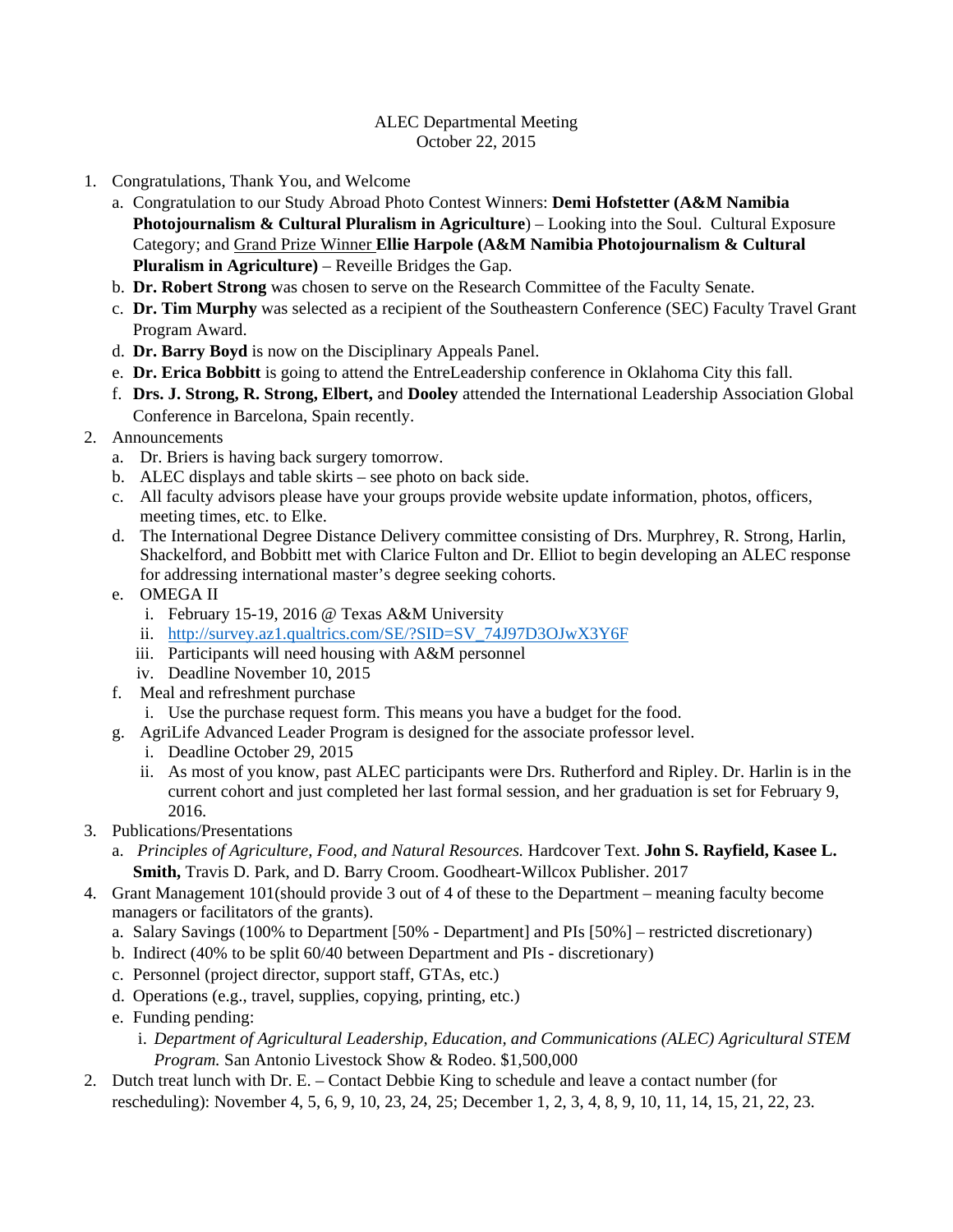ALEC Departmental Meeting
October 22, 2015

1. Congratulations, Thank You, and Welcome
   a. Congratulation to our Study Abroad Photo Contest Winners: **Demi Hofstetter (A&M Namibia Photojournalism & Cultural Pluralism in Agriculture**) – Looking into the Soul. Cultural Exposure Category; and Grand Prize Winner **Ellie Harpole (A&M Namibia Photojournalism & Cultural Pluralism in Agriculture)** – Reveille Bridges the Gap.
   b. **Dr. Robert Strong** was chosen to serve on the Research Committee of the Faculty Senate.
   c. **Dr. Tim Murphy** was selected as a recipient of the Southeastern Conference (SEC) Faculty Travel Grant Program Award.
   d. **Dr. Barry Boyd** is now on the Disciplinary Appeals Panel.
   e. **Dr. Erica Bobbitt** is going to attend the EntreLeadership conference in Oklahoma City this fall.
   f. **Drs. J. Strong, R. Strong, Elbert,** and **Dooley** attended the International Leadership Association Global Conference in Barcelona, Spain recently.
2. Announcements
   a. Dr. Briers is having back surgery tomorrow.
   b. ALEC displays and table skirts – see photo on back side.
   c. All faculty advisors please have your groups provide website update information, photos, officers, meeting times, etc. to Elke.
   d. The International Degree Distance Delivery committee consisting of Drs. Murphrey, R. Strong, Harlin, Shackelford, and Bobbitt met with Clarice Fulton and Dr. Elliot to begin developing an ALEC response for addressing international master's degree seeking cohorts.
   e. OMEGA II
      i. February 15-19, 2016 @ Texas A&M University
      ii. http://survey.az1.qualtrics.com/SE/?SID=SV_74J97D3OJwX3Y6F
      iii. Participants will need housing with A&M personnel
      iv. Deadline November 10, 2015
   f. Meal and refreshment purchase
      i. Use the purchase request form. This means you have a budget for the food.
   g. AgriLife Advanced Leader Program is designed for the associate professor level.
      i. Deadline October 29, 2015
      ii. As most of you know, past ALEC participants were Drs. Rutherford and Ripley. Dr. Harlin is in the current cohort and just completed her last formal session, and her graduation is set for February 9, 2016.
3. Publications/Presentations
   a. *Principles of Agriculture, Food, and Natural Resources.* Hardcover Text. **John S. Rayfield, Kasee L. Smith,** Travis D. Park, and D. Barry Croom. Goodheart-Willcox Publisher. 2017
4. Grant Management 101(should provide 3 out of 4 of these to the Department – meaning faculty become managers or facilitators of the grants).
   a. Salary Savings (100% to Department [50% - Department] and PIs [50%] – restricted discretionary)
   b. Indirect (40% to be split 60/40 between Department and PIs - discretionary)
   c. Personnel (project director, support staff, GTAs, etc.)
   d. Operations (e.g., travel, supplies, copying, printing, etc.)
   e. Funding pending:
      i. *Department of Agricultural Leadership, Education, and Communications (ALEC) Agricultural STEM Program.* San Antonio Livestock Show & Rodeo. $1,500,000
2. Dutch treat lunch with Dr. E. – Contact Debbie King to schedule and leave a contact number (for rescheduling): November 4, 5, 6, 9, 10, 23, 24, 25; December 1, 2, 3, 4, 8, 9, 10, 11, 14, 15, 21, 22, 23.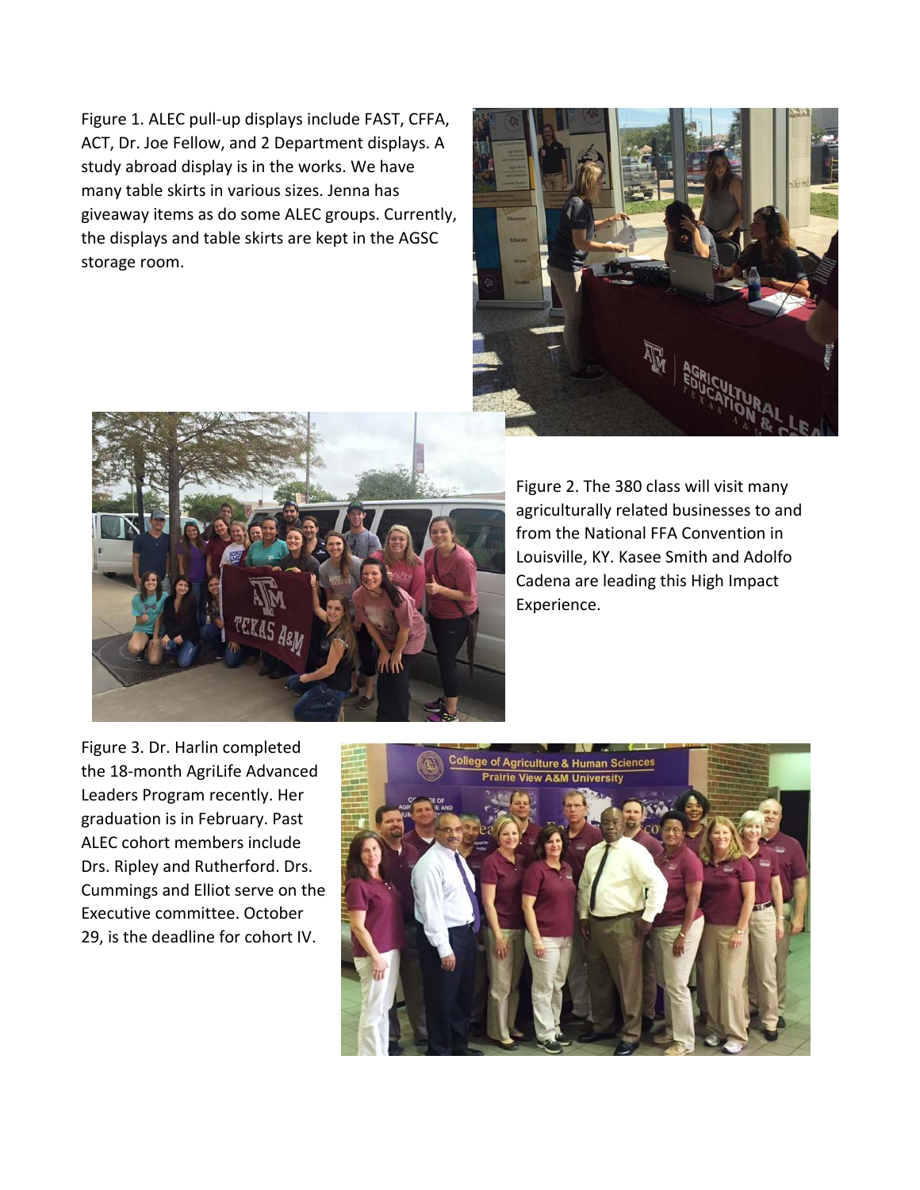Figure 1. ALEC pull-up displays include FAST, CFFA, ACT, Dr. Joe Fellow, and 2 Department displays. A study abroad display is in the works. We have many table skirts in various sizes. Jenna has giveaway items as do some ALEC groups. Currently, the displays and table skirts are kept in the AGSC storage room.

Figure 2. The 380 class will visit many agriculturally related businesses to and from the National FFA Convention in Louisville, KY. Kasee Smith and Adolfo Cadena are leading this High Impact Experience.

Figure 3. Dr. Harlin completed the 18-month AgriLife Advanced Leaders Program recently. Her graduation is in February. Past ALEC cohort members include Drs. Ripley and Rutherford. Drs. Cummings and Elliot serve on the Executive committee. October 29, is the deadline for cohort IV.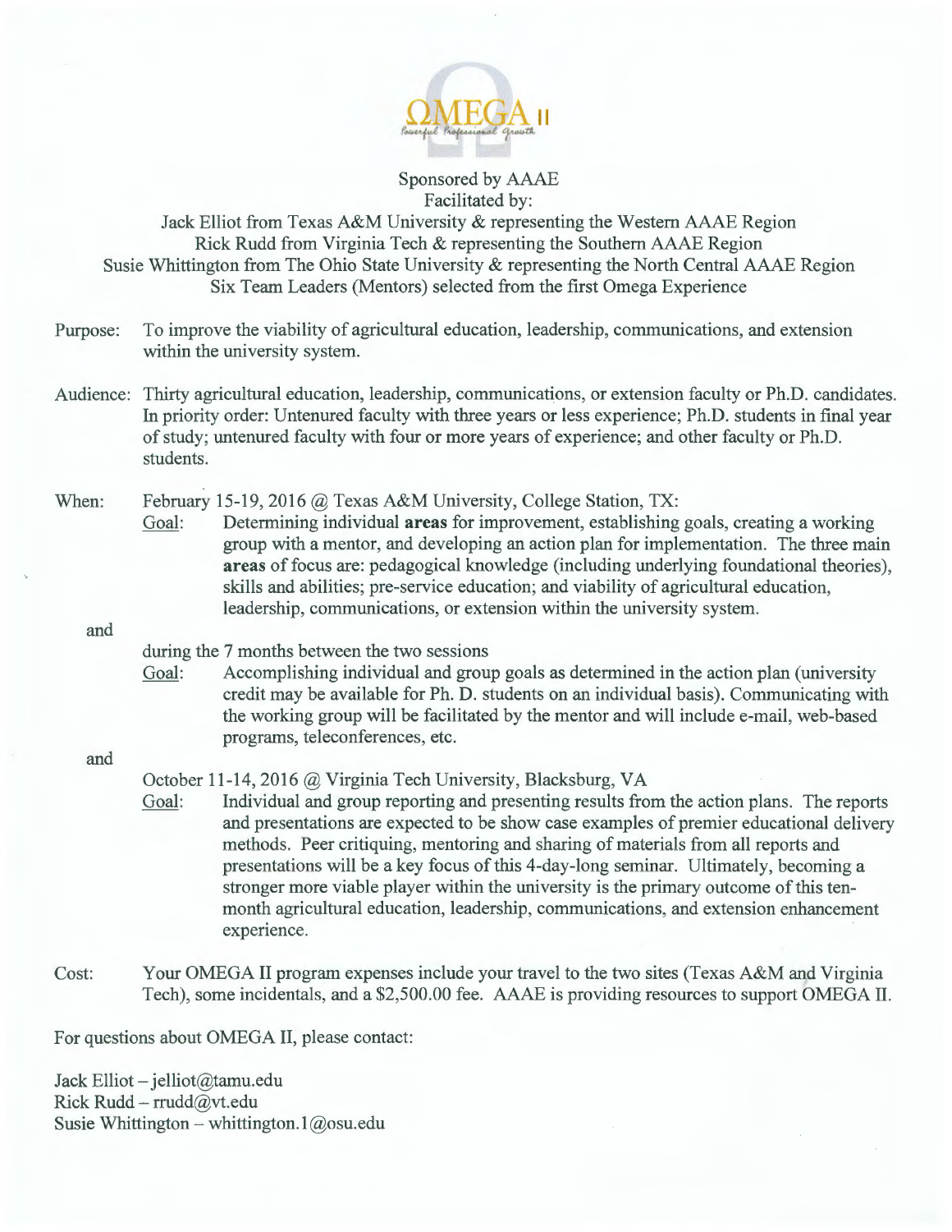# OMEGA II

*Powerful Professional Growth*

Sponsored by AAAE
Facilitated by:
Jack Elliot from Texas A&M University & representing the Western AAAE Region
Rick Rudd from Virginia Tech & representing the Southern AAAE Region
Susie Whittington from The Ohio State University & representing the North Central AAAE Region
Six Team Leaders (Mentors) selected from the first Omega Experience

**Purpose:** To improve the viability of agricultural education, leadership, communications, and extension within the university system.

**Audience:** Thirty agricultural education, leadership, communications, or extension faculty or Ph.D. candidates. In priority order: Untenured faculty with three years or less experience; Ph.D. students in final year of study; untenured faculty with four or more years of experience; and other faculty or Ph.D. students.

**When:** February 15-19, 2016 @ Texas A&M University, College Station, TX:

Goal: Determining individual **areas** for improvement, establishing goals, creating a working group with a mentor, and developing an action plan for implementation. The three main **areas** of focus are: pedagogical knowledge (including underlying foundational theories), skills and abilities; pre-service education; and viability of agricultural education, leadership, communications, or extension within the university system.

and

during the 7 months between the two sessions

Goal: Accomplishing individual and group goals as determined in the action plan (university credit may be available for Ph. D. students on an individual basis). Communicating with the working group will be facilitated by the mentor and will include e-mail, web-based programs, teleconferences, etc.

and

October 11-14, 2016 @ Virginia Tech University, Blacksburg, VA

Goal: Individual and group reporting and presenting results from the action plans. The reports and presentations are expected to be show case examples of premier educational delivery methods. Peer critiquing, mentoring and sharing of materials from all reports and presentations will be a key focus of this 4-day-long seminar. Ultimately, becoming a stronger more viable player within the university is the primary outcome of this ten-month agricultural education, leadership, communications, and extension enhancement experience.

**Cost:** Your OMEGA II program expenses include your travel to the two sites (Texas A&M and Virginia Tech), some incidentals, and a $2,500.00 fee. AAAE is providing resources to support OMEGA II.

For questions about OMEGA II, please contact:

Jack Elliot – jelliot@tamu.edu
Rick Rudd – rrudd@vt.edu
Susie Whittington – whittington.1@osu.edu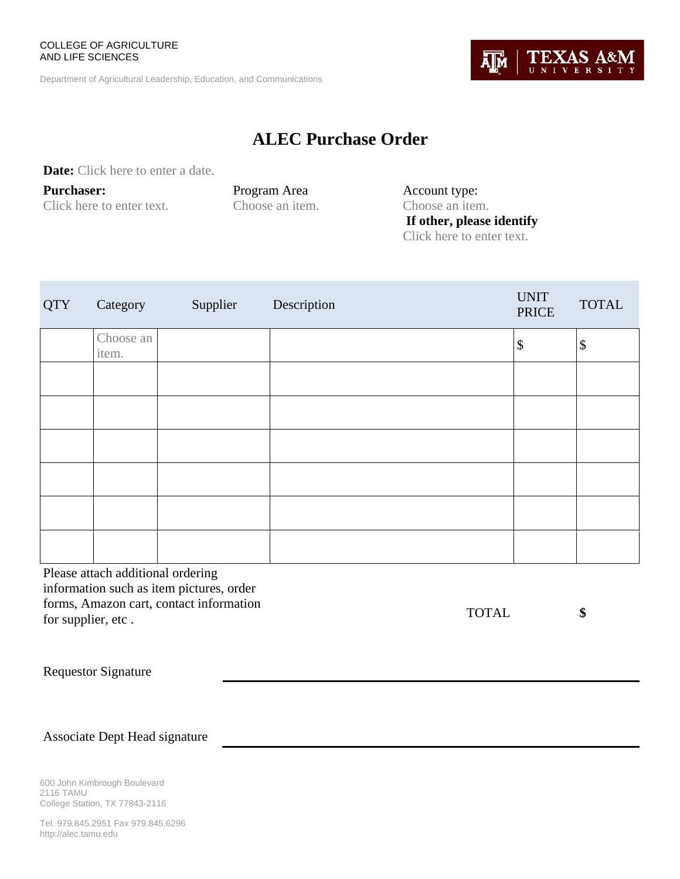COLLEGE OF AGRICULTURE
AND LIFE SCIENCES

Department of Agricultural Leadership, Education, and Communications

TEXAS A&M UNIVERSITY

# ALEC Purchase Order

**Date:** Click here to enter a date.

**Purchaser:**
Click here to enter text.

Program Area
Choose an item.

Account type:
Choose an item.
**If other, please identify**
Click here to enter text.

| QTY | Category | Supplier | Description | UNIT PRICE | TOTAL |
|---|---|---|---|---|---|
| | Choose an item. | | | $ | $ |
| | | | | | |
| | | | | | |
| | | | | | |
| | | | | | |
| | | | | | |
| | | | | | |

Please attach additional ordering information such as item pictures, order forms, Amazon cart, contact information for supplier, etc .

TOTAL **$**

Requestor Signature ______________________________

Associate Dept Head signature ______________________________

600 John Kimbrough Boulevard
2116 TAMU
College Station, TX 77843-2116

Tel. 979.845.2951 Fax 979.845.6296
http://alec.tamu.edu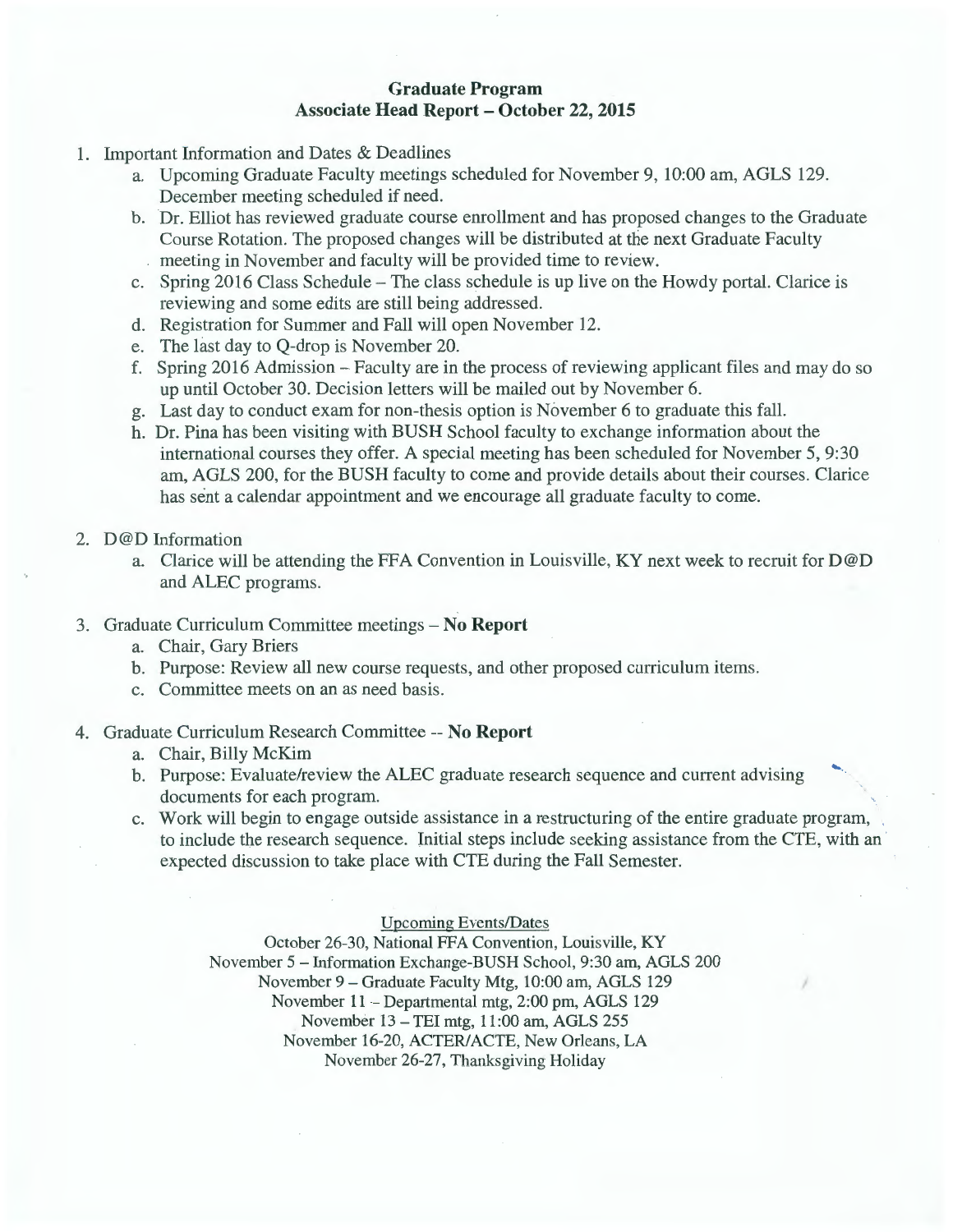**Graduate Program**
**Associate Head Report – October 22, 2015**

1. Important Information and Dates & Deadlines
   a. Upcoming Graduate Faculty meetings scheduled for November 9, 10:00 am, AGLS 129. December meeting scheduled if need.
   b. Dr. Elliot has reviewed graduate course enrollment and has proposed changes to the Graduate Course Rotation. The proposed changes will be distributed at the next Graduate Faculty meeting in November and faculty will be provided time to review.
   c. Spring 2016 Class Schedule – The class schedule is up live on the Howdy portal. Clarice is reviewing and some edits are still being addressed.
   d. Registration for Summer and Fall will open November 12.
   e. The last day to Q-drop is November 20.
   f. Spring 2016 Admission – Faculty are in the process of reviewing applicant files and may do so up until October 30. Decision letters will be mailed out by November 6.
   g. Last day to conduct exam for non-thesis option is November 6 to graduate this fall.
   h. Dr. Pina has been visiting with BUSH School faculty to exchange information about the international courses they offer. A special meeting has been scheduled for November 5, 9:30 am, AGLS 200, for the BUSH faculty to come and provide details about their courses. Clarice has sent a calendar appointment and we encourage all graduate faculty to come.

2. D@D Information
   a. Clarice will be attending the FFA Convention in Louisville, KY next week to recruit for D@D and ALEC programs.

3. Graduate Curriculum Committee meetings – **No Report**
   a. Chair, Gary Briers
   b. Purpose: Review all new course requests, and other proposed curriculum items.
   c. Committee meets on an as need basis.

4. Graduate Curriculum Research Committee -- **No Report**
   a. Chair, Billy McKim
   b. Purpose: Evaluate/review the ALEC graduate research sequence and current advising documents for each program.
   c. Work will begin to engage outside assistance in a restructuring of the entire graduate program, to include the research sequence. Initial steps include seeking assistance from the CTE, with an expected discussion to take place with CTE during the Fall Semester.

<u>Upcoming Events/Dates</u>

October 26-30, National FFA Convention, Louisville, KY
November 5 – Information Exchange-BUSH School, 9:30 am, AGLS 200
November 9 – Graduate Faculty Mtg, 10:00 am, AGLS 129
November 11 – Departmental mtg, 2:00 pm, AGLS 129
November 13 – TEI mtg, 11:00 am, AGLS 255
November 16-20, ACTER/ACTE, New Orleans, LA
November 26-27, Thanksgiving Holiday